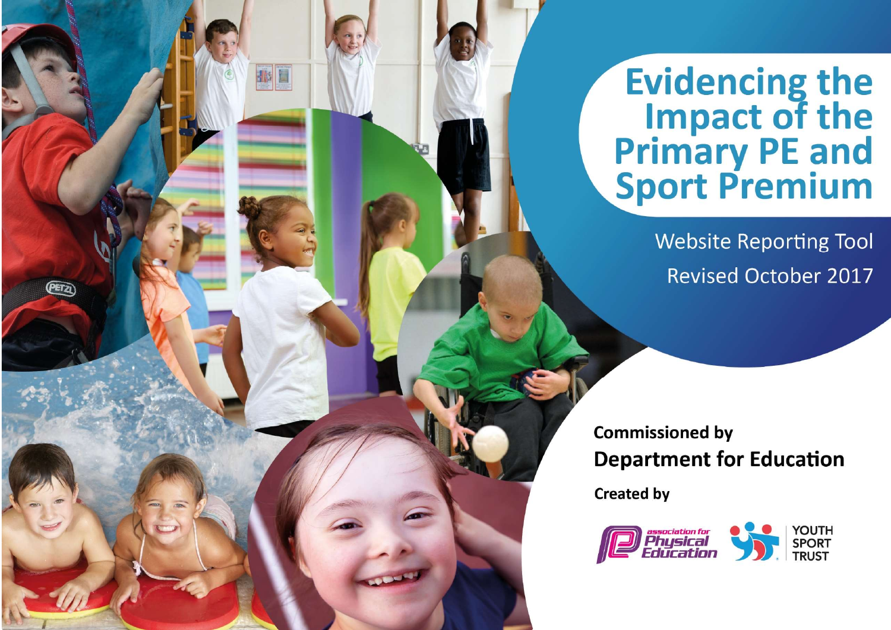# Evidencing the Impact of the Primary PE and Sport Premium

Website Reporting Tool

Revised October 2017

**Commissioned by**

**Department for Education**

**Created by**

association for Physical Education

YOUTH SPORT TRUST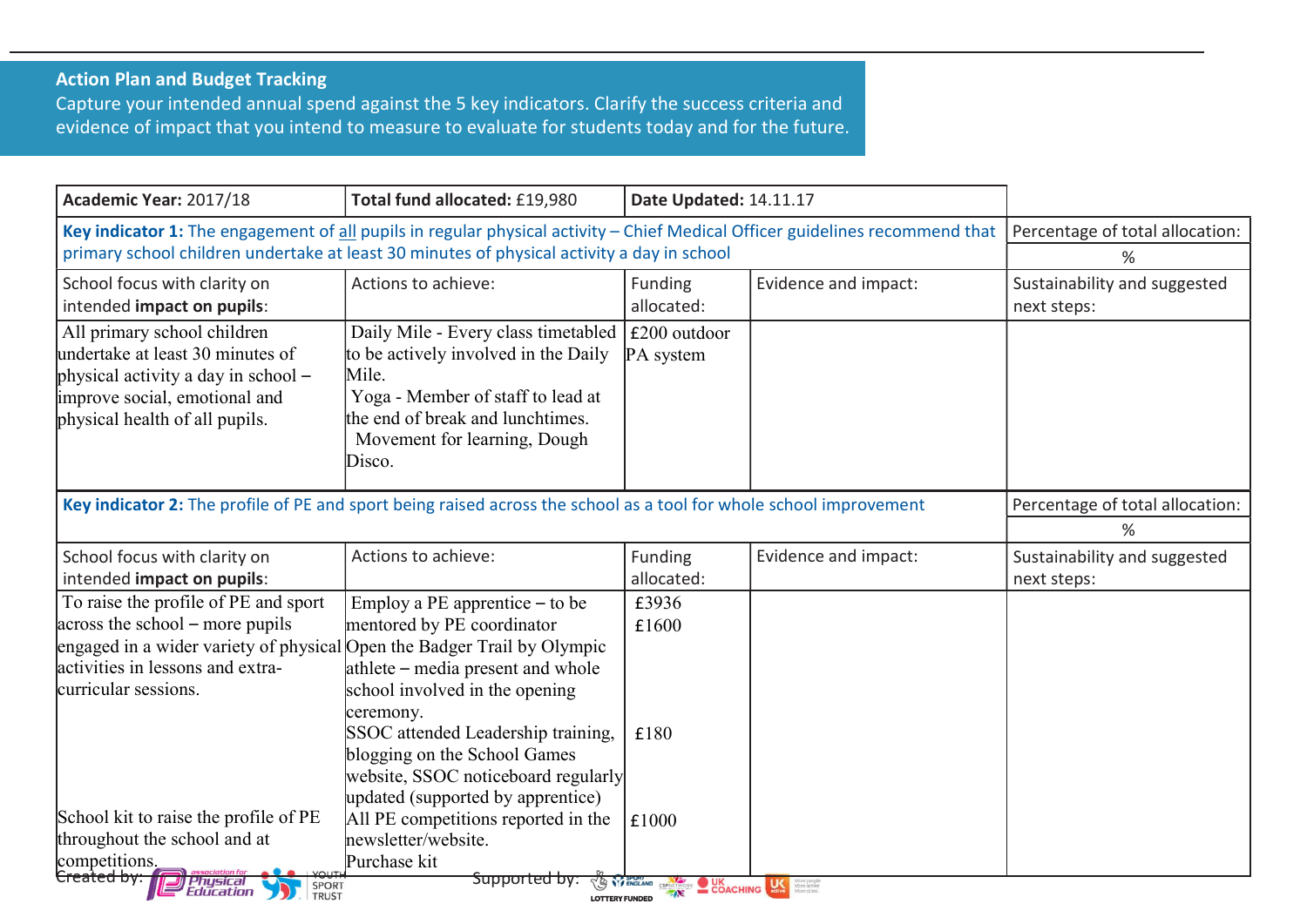## Action Plan and Budget Tracking

Capture your intended annual spend against the 5 key indicators. Clarify the success criteria and evidence of impact that you intend to measure to evaluate for students today and for the future.

| **Academic Year:** 2017/18 | **Total fund allocated:** £19,980 | **Date Updated:** 14.11.17 | | |
|---|---|---|---|---|
| **Key indicator 1:** The engagement of all pupils in regular physical activity – Chief Medical Officer guidelines recommend that primary school children undertake at least 30 minutes of physical activity a day in school | | | | Percentage of total allocation: % |
| School focus with clarity on intended **impact on pupils**: | Actions to achieve: | Funding allocated: | Evidence and impact: | Sustainability and suggested next steps: |
| All primary school children undertake at least 30 minutes of physical activity a day in school – improve social, emotional and physical health of all pupils. | Daily Mile - Every class timetabled to be actively involved in the Daily Mile.<br>Yoga - Member of staff to lead at the end of break and lunchtimes.<br>Movement for learning, Dough Disco. | £200 outdoor PA system | | |
| **Key indicator 2:** The profile of PE and sport being raised across the school as a tool for whole school improvement | | | | Percentage of total allocation: % |
| School focus with clarity on intended **impact on pupils**: | Actions to achieve: | Funding allocated: | Evidence and impact: | Sustainability and suggested next steps: |
| To raise the profile of PE and sport across the school – more pupils engaged in a wider variety of physical activities in lessons and extra-curricular sessions.<br><br>School kit to raise the profile of PE throughout the school and at competitions. | Employ a PE apprentice – to be mentored by PE coordinator<br>Open the Badger Trail by Olympic athlete – media present and whole school involved in the opening ceremony.<br>SSOC attended Leadership training, blogging on the School Games website, SSOC noticeboard regularly updated (supported by apprentice)<br>All PE competitions reported in the newsletter/website.<br>Purchase kit | £3936<br>£1600<br><br>£180<br><br>£1000 | | |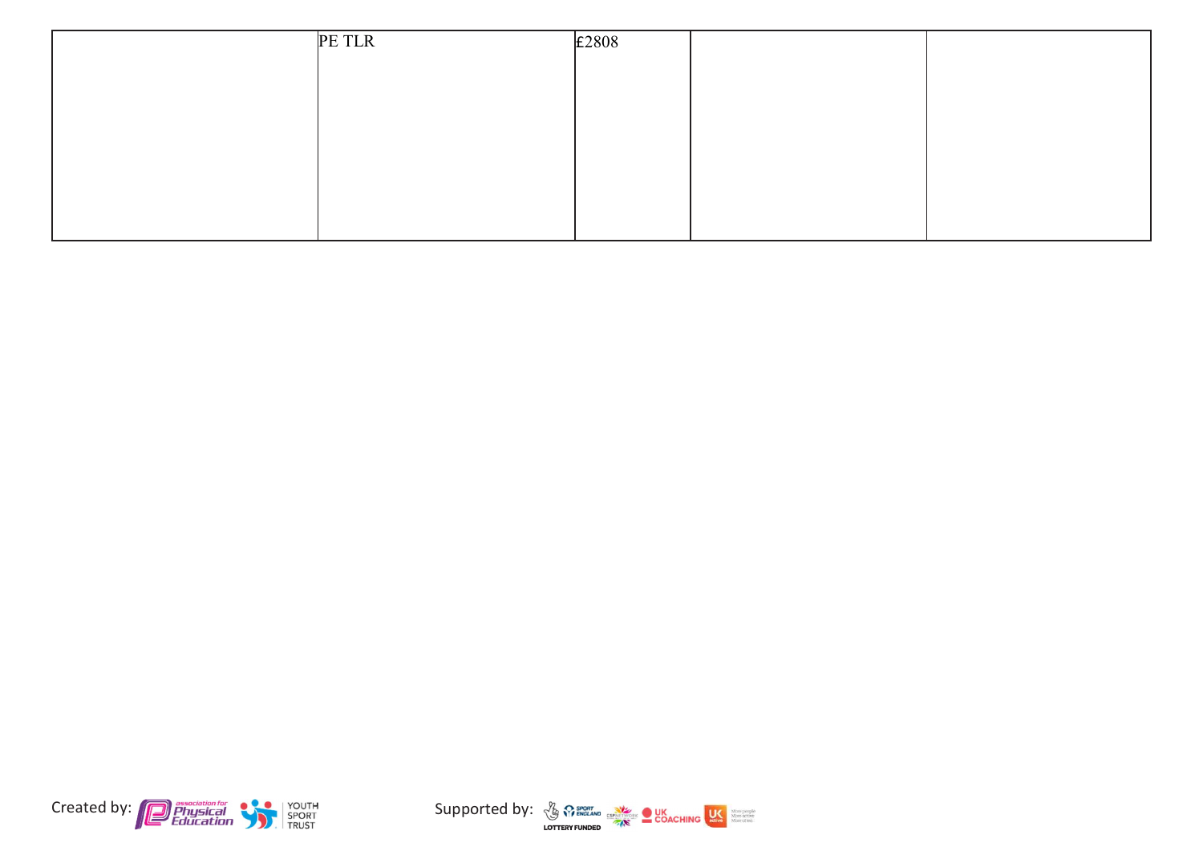| | | | | |
|---|---|---|---|---|
| | PE TLR | £2808 | | |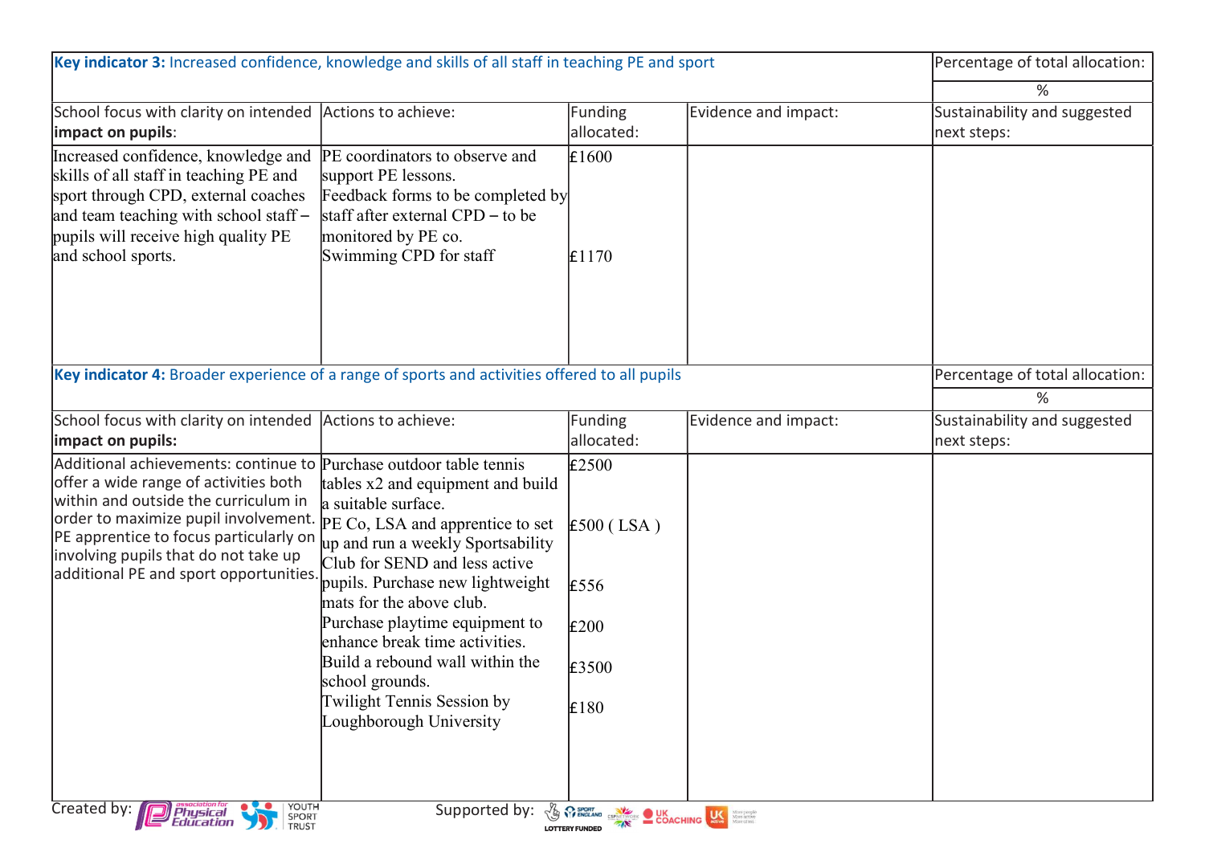| **Key indicator 3:** Increased confidence, knowledge and skills of all staff in teaching PE and sport | | | | Percentage of total allocation: |
|---|---|---|---|---|
| | | | | % |
| School focus with clarity on intended **impact on pupils**: | Actions to achieve: | Funding allocated: | Evidence and impact: | Sustainability and suggested next steps: |
| Increased confidence, knowledge and skills of all staff in teaching PE and sport through CPD, external coaches and team teaching with school staff – pupils will receive high quality PE and school sports. | PE coordinators to observe and support PE lessons.<br>Feedback forms to be completed by staff after external CPD – to be monitored by PE co.<br>Swimming CPD for staff | £1600<br><br><br><br>£1170 | | |

| **Key indicator 4:** Broader experience of a range of sports and activities offered to all pupils | | | | Percentage of total allocation: |
|---|---|---|---|---|
| | | | | % |
| School focus with clarity on intended **impact on pupils:** | Actions to achieve: | Funding allocated: | Evidence and impact: | Sustainability and suggested next steps: |
| Additional achievements: continue to offer a wide range of activities both within and outside the curriculum in order to maximize pupil involvement. PE apprentice to focus particularly on involving pupils that do not take up additional PE and sport opportunities. | Purchase outdoor table tennis tables x2 and equipment and build a suitable surface.<br>PE Co, LSA and apprentice to set up and run a weekly Sportsability Club for SEND and less active pupils. Purchase new lightweight mats for the above club.<br>Purchase playtime equipment to enhance break time activities.<br>Build a rebound wall within the school grounds.<br>Twilight Tennis Session by Loughborough University | £2500<br><br>£500 ( LSA )<br><br>£556<br><br>£200<br><br>£3500<br><br>£180 | | |

Created by: Association for Physical Education, Youth Sport Trust

Supported by: Sport England, CSPNetwork, UK Coaching, UK Active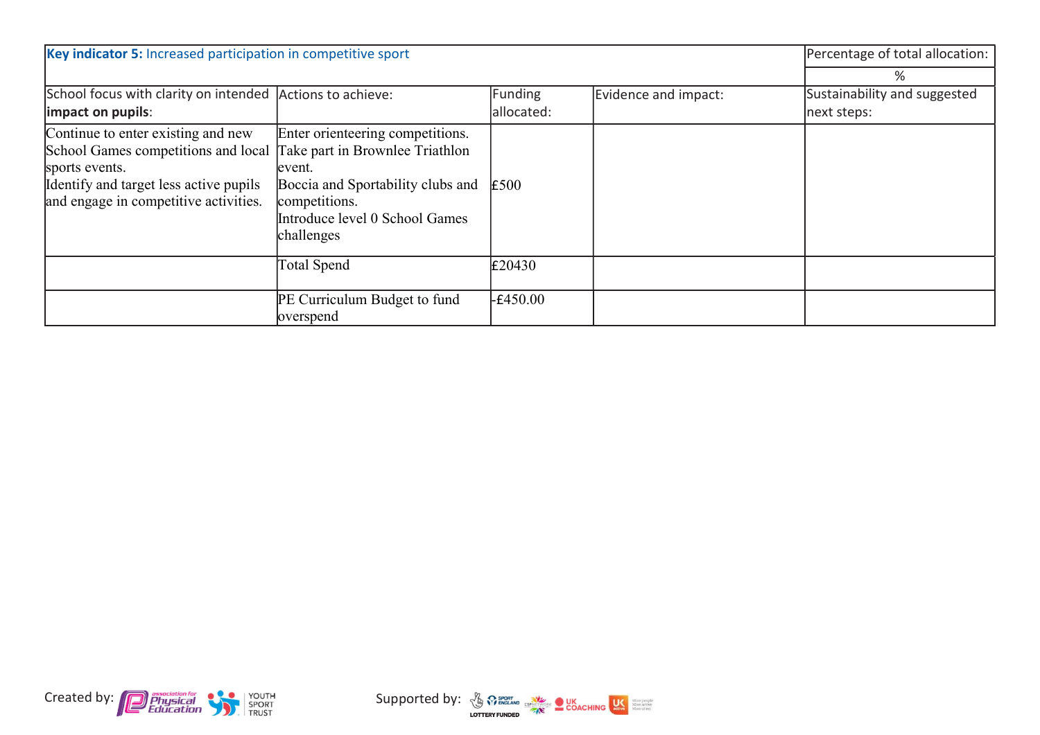| **Key indicator 5:** Increased participation in competitive sport | | | | Percentage of total allocation: |
|---|---|---|---|---|
| | | | | % |
| School focus with clarity on intended **impact on pupils**: | Actions to achieve: | Funding allocated: | Evidence and impact: | Sustainability and suggested next steps: |
| Continue to enter existing and new School Games competitions and local sports events.<br>Identify and target less active pupils and engage in competitive activities. | Enter orienteering competitions.<br>Take part in Brownlee Triathlon event.<br>Boccia and Sportability clubs and competitions.<br>Introduce level 0 School Games challenges | £500 | | |
| | Total Spend | £20430 | | |
| | PE Curriculum Budget to fund overspend | -£450.00 | | |

Created by: Supported by: